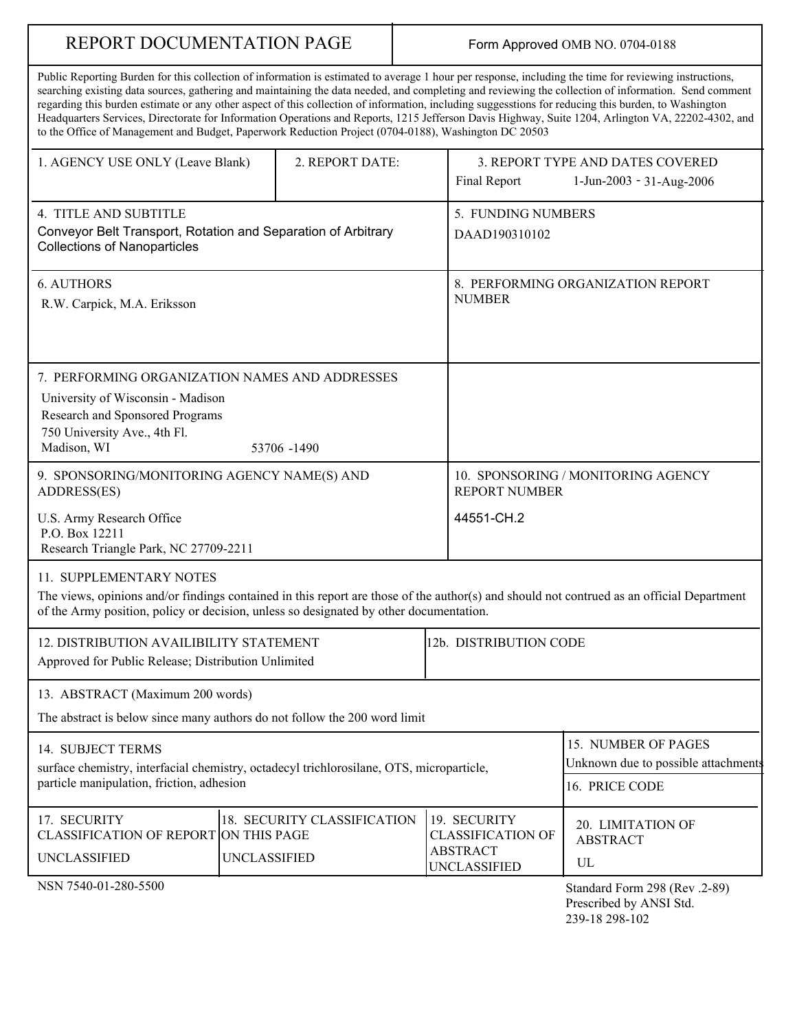# REPORT DOCUMENTATION PAGE

Form Approved OMB NO. 0704-0188

Public Reporting Burden for this collection of information is estimated to average 1 hour per response, including the time for reviewing instructions, searching existing data sources, gathering and maintaining the data needed, and completing and reviewing the collection of information. Send comment regarding this burden estimate or any other aspect of this collection of information, including suggesstions for reducing this burden, to Washington Headquarters Services, Directorate for Information Operations and Reports, 1215 Jefferson Davis Highway, Suite 1204, Arlington VA, 22202-4302, and to the Office of Management and Budget, Paperwork Reduction Project (0704-0188), Washington DC 20503

| 1. AGENCY USE ONLY (Leave Blank) | 2. REPORT DATE: | 3. REPORT TYPE AND DATES COVERED |
|---|---|---|
| | | Final Report 1-Jun-2003 - 31-Aug-2006 |

**4. TITLE AND SUBTITLE**
Conveyor Belt Transport, Rotation and Separation of Arbitrary Collections of Nanoparticles

**5. FUNDING NUMBERS**
DAAD190310102

**6. AUTHORS**
R.W. Carpick, M.A. Eriksson

**8. PERFORMING ORGANIZATION REPORT NUMBER**

**7. PERFORMING ORGANIZATION NAMES AND ADDRESSES**
University of Wisconsin - Madison
Research and Sponsored Programs
750 University Ave., 4th Fl.
Madison, WI 53706 -1490

**9. SPONSORING/MONITORING AGENCY NAME(S) AND ADDRESS(ES)**
U.S. Army Research Office
P.O. Box 12211
Research Triangle Park, NC 27709-2211

**10. SPONSORING / MONITORING AGENCY REPORT NUMBER**
44551-CH.2

**11. SUPPLEMENTARY NOTES**
The views, opinions and/or findings contained in this report are those of the author(s) and should not contrued as an official Department of the Army position, policy or decision, unless so designated by other documentation.

| 12. DISTRIBUTION AVAILIBILITY STATEMENT | 12b. DISTRIBUTION CODE |
|---|---|
| Approved for Public Release; Distribution Unlimited | |

**13. ABSTRACT (Maximum 200 words)**
The abstract is below since many authors do not follow the 200 word limit

**14. SUBJECT TERMS**
surface chemistry, interfacial chemistry, octadecyl trichlorosilane, OTS, microparticle, particle manipulation, friction, adhesion

**15. NUMBER OF PAGES**
Unknown due to possible attachments

**16. PRICE CODE**

| 17. SECURITY CLASSIFICATION OF REPORT | 18. SECURITY CLASSIFICATION ON THIS PAGE | 19. SECURITY CLASSIFICATION OF ABSTRACT | 20. LIMITATION OF ABSTRACT |
|---|---|---|---|
| UNCLASSIFIED | UNCLASSIFIED | UNCLASSIFIED | UL |

NSN 7540-01-280-5500

Standard Form 298 (Rev .2-89)
Prescribed by ANSI Std.
239-18 298-102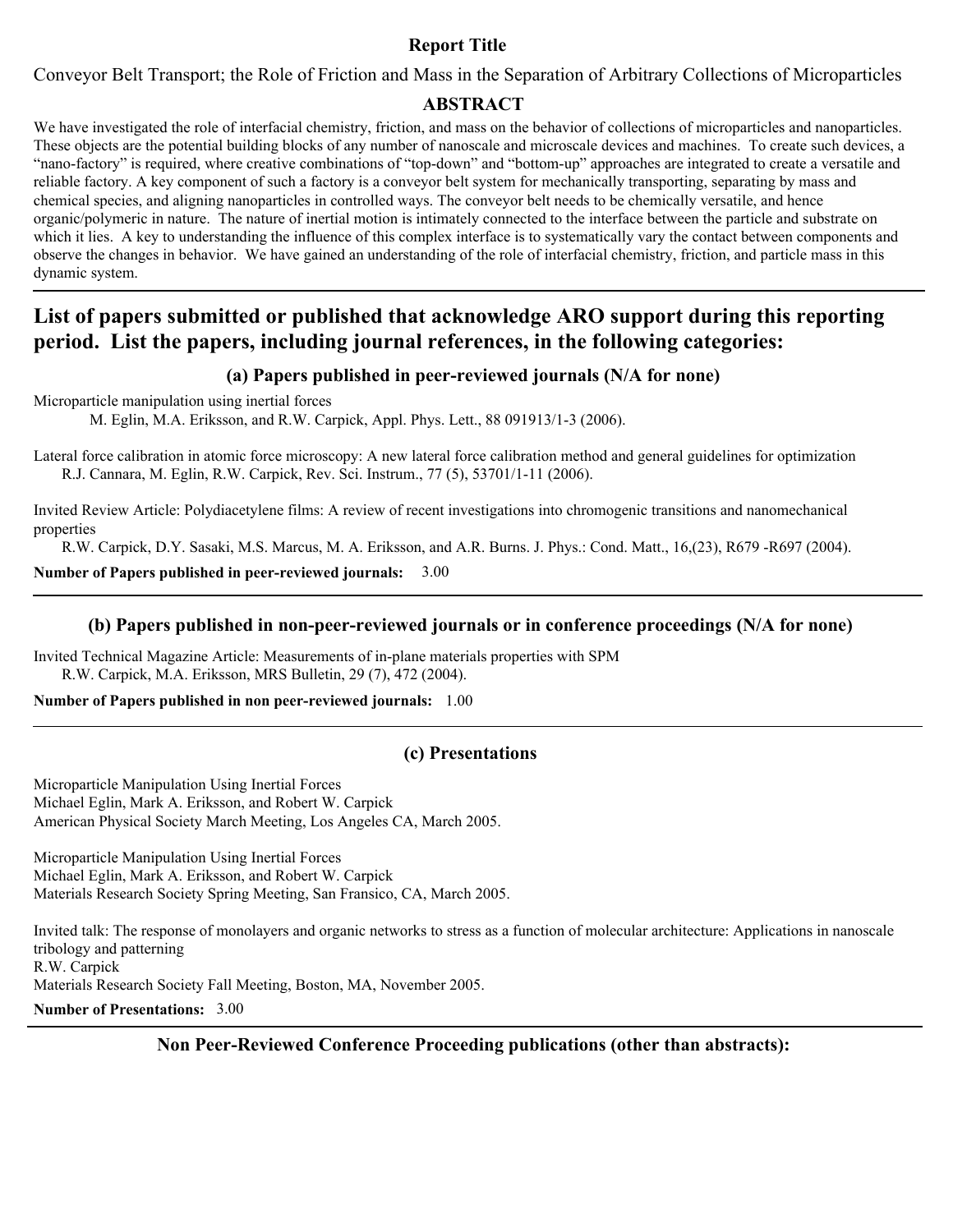## Report Title

Conveyor Belt Transport; the Role of Friction and Mass in the Separation of Arbitrary Collections of Microparticles

## ABSTRACT

We have investigated the role of interfacial chemistry, friction, and mass on the behavior of collections of microparticles and nanoparticles. These objects are the potential building blocks of any number of nanoscale and microscale devices and machines. To create such devices, a "nano-factory" is required, where creative combinations of "top-down" and "bottom-up" approaches are integrated to create a versatile and reliable factory. A key component of such a factory is a conveyor belt system for mechanically transporting, separating by mass and chemical species, and aligning nanoparticles in controlled ways. The conveyor belt needs to be chemically versatile, and hence organic/polymeric in nature. The nature of inertial motion is intimately connected to the interface between the particle and substrate on which it lies. A key to understanding the influence of this complex interface is to systematically vary the contact between components and observe the changes in behavior. We have gained an understanding of the role of interfacial chemistry, friction, and particle mass in this dynamic system.

---

## List of papers submitted or published that acknowledge ARO support during this reporting period. List the papers, including journal references, in the following categories:

### (a) Papers published in peer-reviewed journals (N/A for none)

Microparticle manipulation using inertial forces
M. Eglin, M.A. Eriksson, and R.W. Carpick, Appl. Phys. Lett., 88 091913/1-3 (2006).

Lateral force calibration in atomic force microscopy: A new lateral force calibration method and general guidelines for optimization
R.J. Cannara, M. Eglin, R.W. Carpick, Rev. Sci. Instrum., 77 (5), 53701/1-11 (2006).

Invited Review Article: Polydiacetylene films: A review of recent investigations into chromogenic transitions and nanomechanical properties
R.W. Carpick, D.Y. Sasaki, M.S. Marcus, M. A. Eriksson, and A.R. Burns. J. Phys.: Cond. Matt., 16,(23), R679 -R697 (2004).

**Number of Papers published in peer-reviewed journals:** 3.00

---

### (b) Papers published in non-peer-reviewed journals or in conference proceedings (N/A for none)

Invited Technical Magazine Article: Measurements of in-plane materials properties with SPM
R.W. Carpick, M.A. Eriksson, MRS Bulletin, 29 (7), 472 (2004).

**Number of Papers published in non peer-reviewed journals:** 1.00

---

### (c) Presentations

Microparticle Manipulation Using Inertial Forces
Michael Eglin, Mark A. Eriksson, and Robert W. Carpick
American Physical Society March Meeting, Los Angeles CA, March 2005.

Microparticle Manipulation Using Inertial Forces
Michael Eglin, Mark A. Eriksson, and Robert W. Carpick
Materials Research Society Spring Meeting, San Fransico, CA, March 2005.

Invited talk: The response of monolayers and organic networks to stress as a function of molecular architecture: Applications in nanoscale tribology and patterning
R.W. Carpick
Materials Research Society Fall Meeting, Boston, MA, November 2005.

**Number of Presentations:** 3.00

---

### Non Peer-Reviewed Conference Proceeding publications (other than abstracts):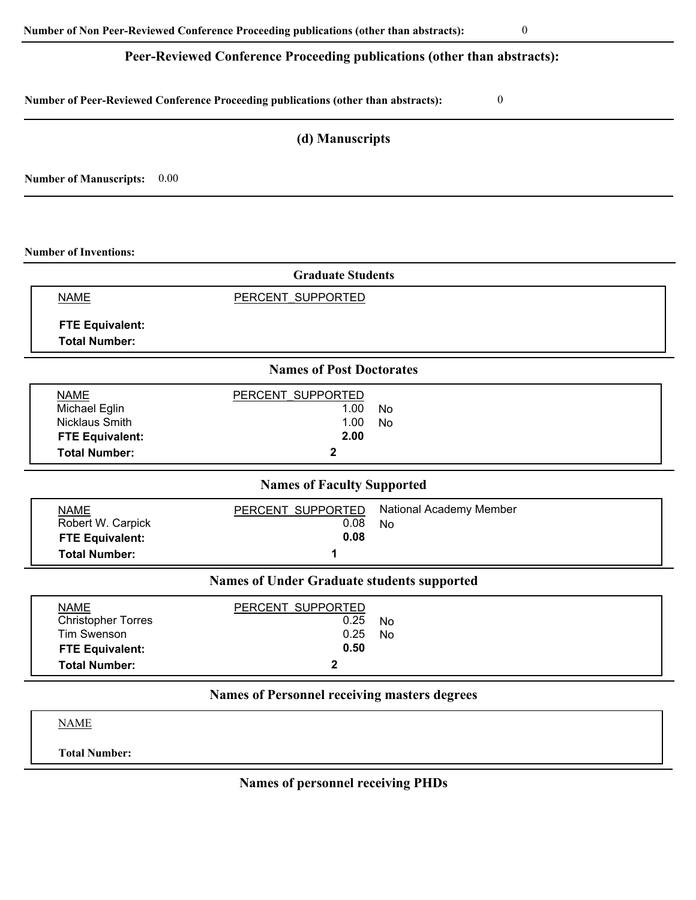**Number of Non Peer-Reviewed Conference Proceeding publications (other than abstracts):** 0

## Peer-Reviewed Conference Proceeding publications (other than abstracts):

**Number of Peer-Reviewed Conference Proceeding publications (other than abstracts):** 0

## (d) Manuscripts

**Number of Manuscripts:** 0.00

**Number of Inventions:**

## Graduate Students

| NAME | PERCENT_SUPPORTED |
|---|---|
| **FTE Equivalent:** | |
| **Total Number:** | |

## Names of Post Doctorates

| NAME | PERCENT_SUPPORTED | |
|---|---|---|
| Michael Eglin | 1.00 | No |
| Nicklaus Smith | 1.00 | No |
| **FTE Equivalent:** | **2.00** | |
| **Total Number:** | **2** | |

## Names of Faculty Supported

| NAME | PERCENT_SUPPORTED | National Academy Member |
|---|---|---|
| Robert W. Carpick | 0.08 | No |
| **FTE Equivalent:** | **0.08** | |
| **Total Number:** | **1** | |

## Names of Under Graduate students supported

| NAME | PERCENT_SUPPORTED | |
|---|---|---|
| Christopher Torres | 0.25 | No |
| Tim Swenson | 0.25 | No |
| **FTE Equivalent:** | **0.50** | |
| **Total Number:** | **2** | |

## Names of Personnel receiving masters degrees

| NAME |
|---|
| **Total Number:** |

## Names of personnel receiving PHDs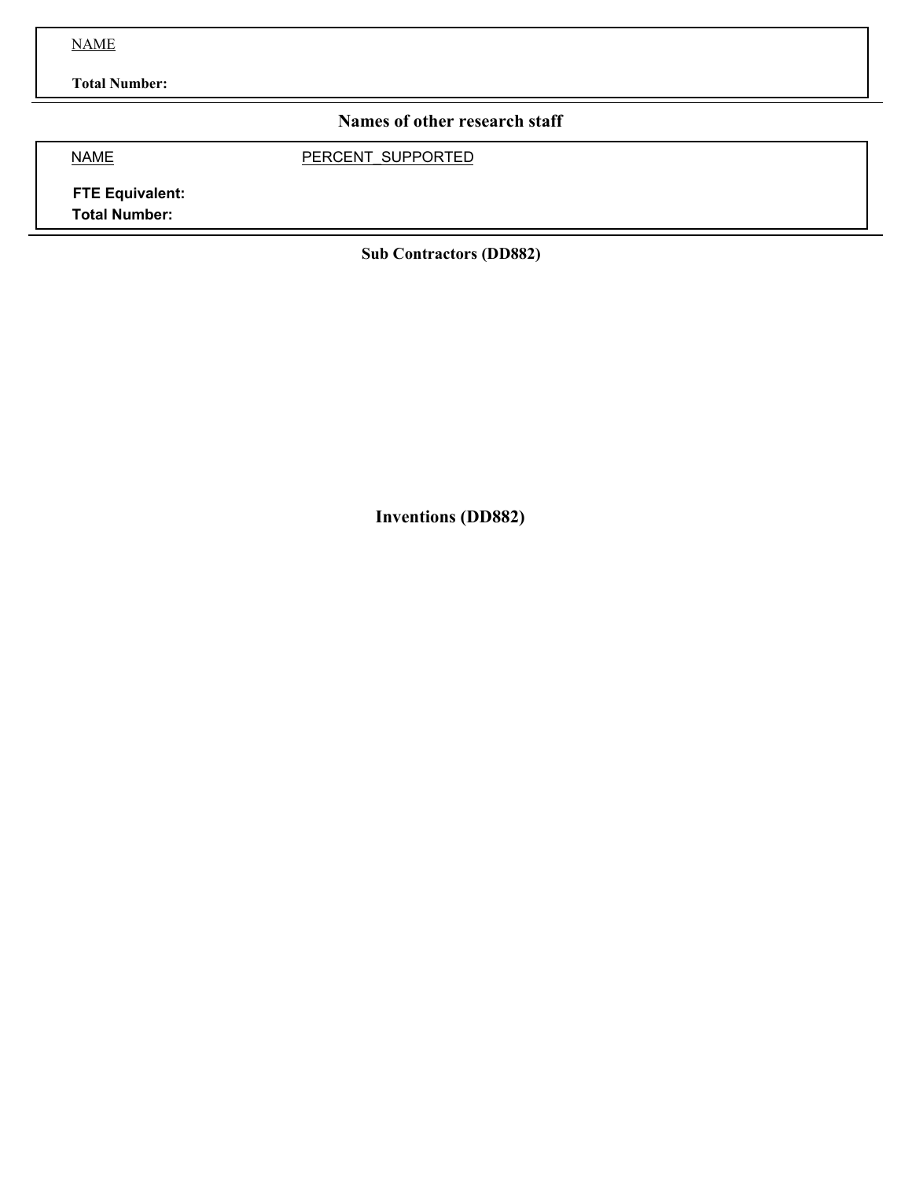NAME

**Total Number:**

## Names of other research staff

| NAME | PERCENT_SUPPORTED |
|---|---|
| **FTE Equivalent:** | |
| **Total Number:** | |

## Sub Contractors (DD882)

## Inventions (DD882)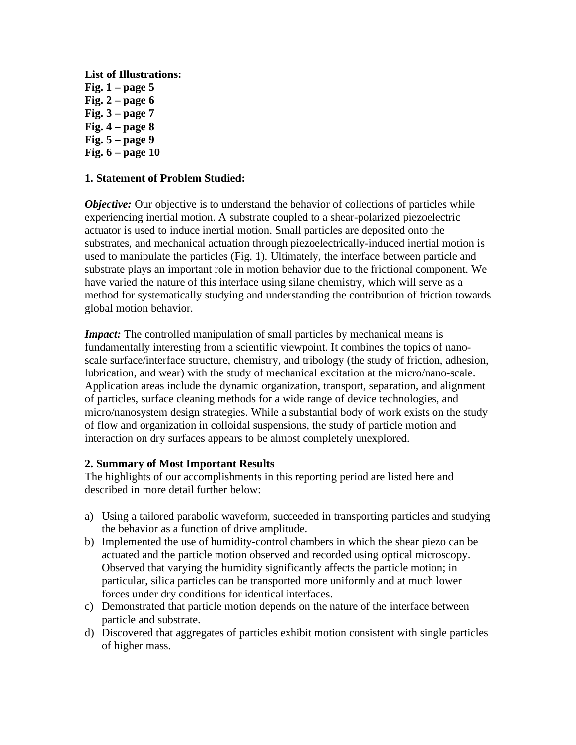**List of Illustrations:**
**Fig. 1 – page 5**
**Fig. 2 – page 6**
**Fig. 3 – page 7**
**Fig. 4 – page 8**
**Fig. 5 – page 9**
**Fig. 6 – page 10**

## 1. Statement of Problem Studied:

***Objective:*** Our objective is to understand the behavior of collections of particles while experiencing inertial motion. A substrate coupled to a shear-polarized piezoelectric actuator is used to induce inertial motion. Small particles are deposited onto the substrates, and mechanical actuation through piezoelectrically-induced inertial motion is used to manipulate the particles (Fig. 1). Ultimately, the interface between particle and substrate plays an important role in motion behavior due to the frictional component. We have varied the nature of this interface using silane chemistry, which will serve as a method for systematically studying and understanding the contribution of friction towards global motion behavior.

***Impact:*** The controlled manipulation of small particles by mechanical means is fundamentally interesting from a scientific viewpoint. It combines the topics of nano-scale surface/interface structure, chemistry, and tribology (the study of friction, adhesion, lubrication, and wear) with the study of mechanical excitation at the micro/nano-scale. Application areas include the dynamic organization, transport, separation, and alignment of particles, surface cleaning methods for a wide range of device technologies, and micro/nanosystem design strategies. While a substantial body of work exists on the study of flow and organization in colloidal suspensions, the study of particle motion and interaction on dry surfaces appears to be almost completely unexplored.

## 2. Summary of Most Important Results

The highlights of our accomplishments in this reporting period are listed here and described in more detail further below:

a) Using a tailored parabolic waveform, succeeded in transporting particles and studying the behavior as a function of drive amplitude.
b) Implemented the use of humidity-control chambers in which the shear piezo can be actuated and the particle motion observed and recorded using optical microscopy. Observed that varying the humidity significantly affects the particle motion; in particular, silica particles can be transported more uniformly and at much lower forces under dry conditions for identical interfaces.
c) Demonstrated that particle motion depends on the nature of the interface between particle and substrate.
d) Discovered that aggregates of particles exhibit motion consistent with single particles of higher mass.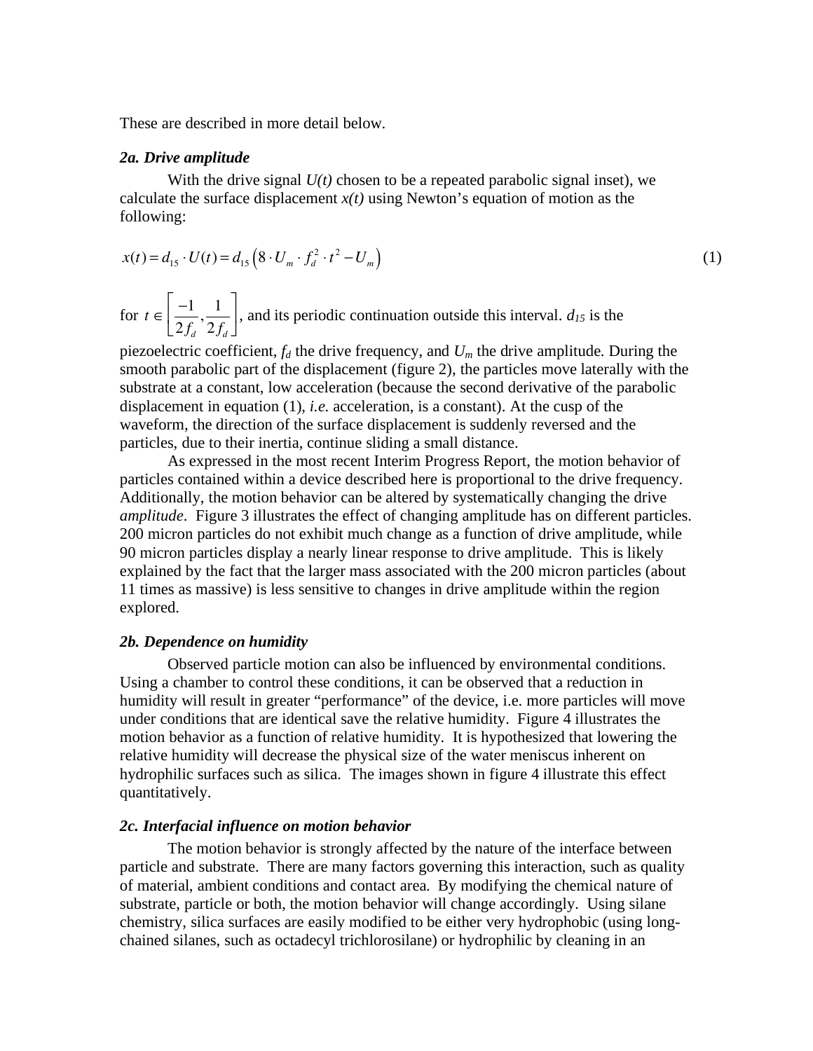These are described in more detail below.

### *2a. Drive amplitude*

With the drive signal $U(t)$ chosen to be a repeated parabolic signal inset), we calculate the surface displacement $x(t)$ using Newton's equation of motion as the following:

$$x(t) = d_{15} \cdot U(t) = d_{15}\left(8 \cdot U_m \cdot f_d^2 \cdot t^2 - U_m\right) \tag{1}$$

for $t \in \left[\frac{-1}{2f_d}, \frac{1}{2f_d}\right]$, and its periodic continuation outside this interval. $d_{15}$ is the piezoelectric coefficient, $f_d$ the drive frequency, and $U_m$ the drive amplitude. During the smooth parabolic part of the displacement (figure 2), the particles move laterally with the substrate at a constant, low acceleration (because the second derivative of the parabolic displacement in equation (1), *i.e.* acceleration, is a constant). At the cusp of the waveform, the direction of the surface displacement is suddenly reversed and the particles, due to their inertia, continue sliding a small distance.

As expressed in the most recent Interim Progress Report, the motion behavior of particles contained within a device described here is proportional to the drive frequency. Additionally, the motion behavior can be altered by systematically changing the drive *amplitude*. Figure 3 illustrates the effect of changing amplitude has on different particles. 200 micron particles do not exhibit much change as a function of drive amplitude, while 90 micron particles display a nearly linear response to drive amplitude. This is likely explained by the fact that the larger mass associated with the 200 micron particles (about 11 times as massive) is less sensitive to changes in drive amplitude within the region explored.

### *2b. Dependence on humidity*

Observed particle motion can also be influenced by environmental conditions. Using a chamber to control these conditions, it can be observed that a reduction in humidity will result in greater "performance" of the device, i.e. more particles will move under conditions that are identical save the relative humidity. Figure 4 illustrates the motion behavior as a function of relative humidity. It is hypothesized that lowering the relative humidity will decrease the physical size of the water meniscus inherent on hydrophilic surfaces such as silica. The images shown in figure 4 illustrate this effect quantitatively.

### *2c. Interfacial influence on motion behavior*

The motion behavior is strongly affected by the nature of the interface between particle and substrate. There are many factors governing this interaction, such as quality of material, ambient conditions and contact area. By modifying the chemical nature of substrate, particle or both, the motion behavior will change accordingly. Using silane chemistry, silica surfaces are easily modified to be either very hydrophobic (using long-chained silanes, such as octadecyl trichlorosilane) or hydrophilic by cleaning in an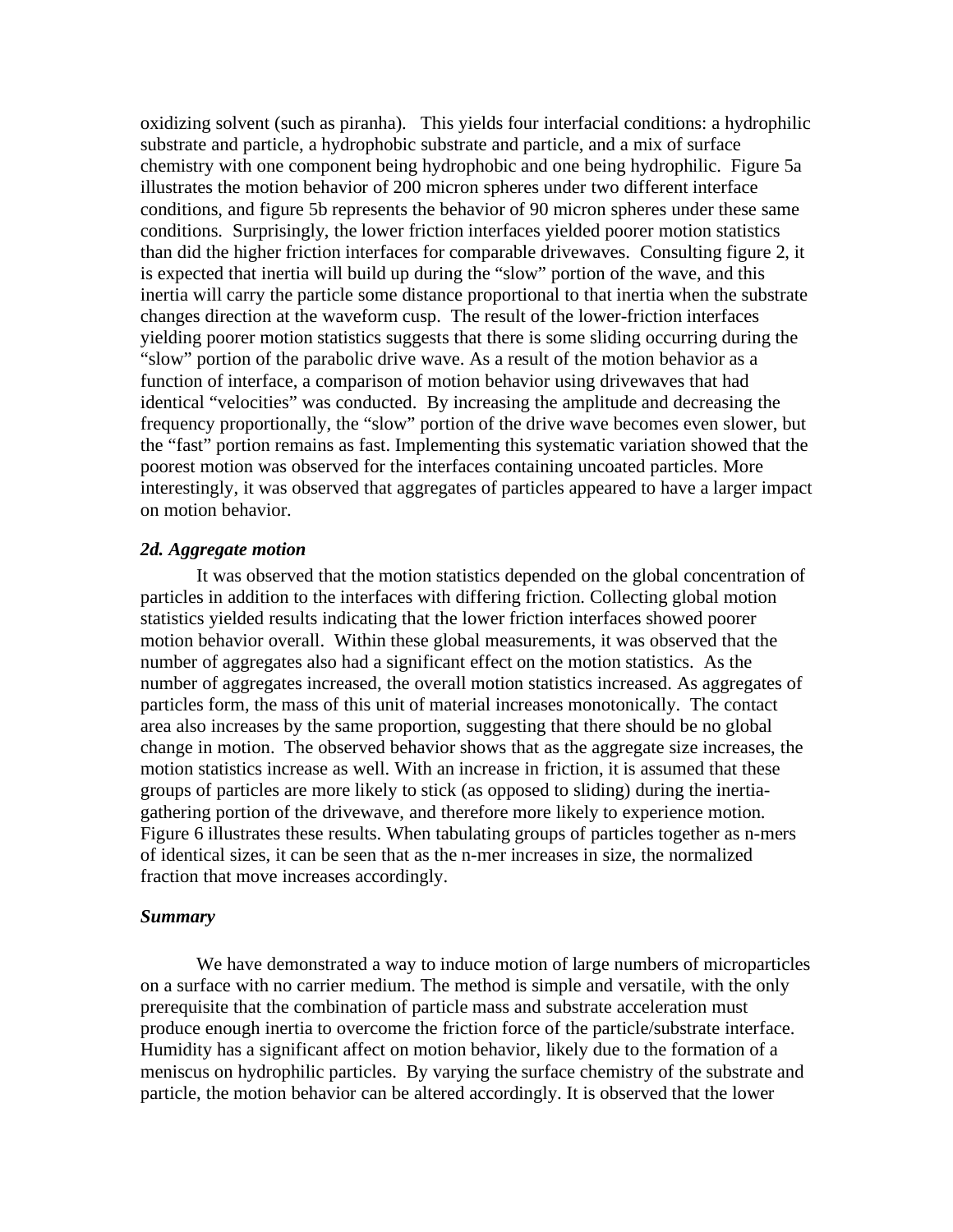oxidizing solvent (such as piranha). This yields four interfacial conditions: a hydrophilic substrate and particle, a hydrophobic substrate and particle, and a mix of surface chemistry with one component being hydrophobic and one being hydrophilic. Figure 5a illustrates the motion behavior of 200 micron spheres under two different interface conditions, and figure 5b represents the behavior of 90 micron spheres under these same conditions. Surprisingly, the lower friction interfaces yielded poorer motion statistics than did the higher friction interfaces for comparable drivewaves. Consulting figure 2, it is expected that inertia will build up during the "slow" portion of the wave, and this inertia will carry the particle some distance proportional to that inertia when the substrate changes direction at the waveform cusp. The result of the lower-friction interfaces yielding poorer motion statistics suggests that there is some sliding occurring during the "slow" portion of the parabolic drive wave. As a result of the motion behavior as a function of interface, a comparison of motion behavior using drivewaves that had identical "velocities" was conducted. By increasing the amplitude and decreasing the frequency proportionally, the "slow" portion of the drive wave becomes even slower, but the "fast" portion remains as fast. Implementing this systematic variation showed that the poorest motion was observed for the interfaces containing uncoated particles. More interestingly, it was observed that aggregates of particles appeared to have a larger impact on motion behavior.

### *2d. Aggregate motion*

It was observed that the motion statistics depended on the global concentration of particles in addition to the interfaces with differing friction. Collecting global motion statistics yielded results indicating that the lower friction interfaces showed poorer motion behavior overall. Within these global measurements, it was observed that the number of aggregates also had a significant effect on the motion statistics. As the number of aggregates increased, the overall motion statistics increased. As aggregates of particles form, the mass of this unit of material increases monotonically. The contact area also increases by the same proportion, suggesting that there should be no global change in motion. The observed behavior shows that as the aggregate size increases, the motion statistics increase as well. With an increase in friction, it is assumed that these groups of particles are more likely to stick (as opposed to sliding) during the inertia-gathering portion of the drivewave, and therefore more likely to experience motion. Figure 6 illustrates these results. When tabulating groups of particles together as n-mers of identical sizes, it can be seen that as the n-mer increases in size, the normalized fraction that move increases accordingly.

### *Summary*

We have demonstrated a way to induce motion of large numbers of microparticles on a surface with no carrier medium. The method is simple and versatile, with the only prerequisite that the combination of particle mass and substrate acceleration must produce enough inertia to overcome the friction force of the particle/substrate interface. Humidity has a significant affect on motion behavior, likely due to the formation of a meniscus on hydrophilic particles. By varying the surface chemistry of the substrate and particle, the motion behavior can be altered accordingly. It is observed that the lower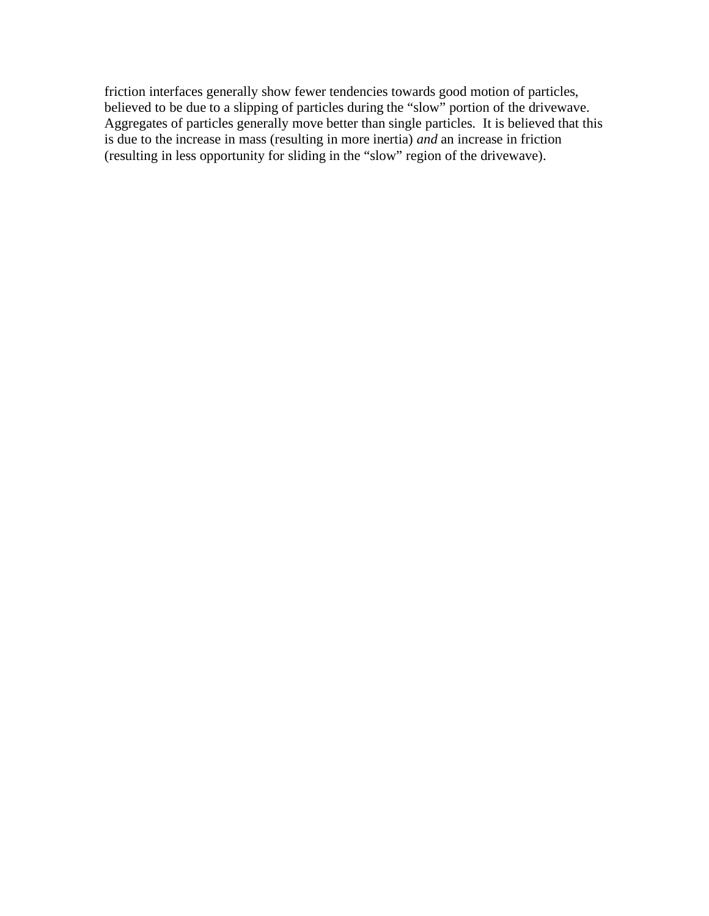friction interfaces generally show fewer tendencies towards good motion of particles, believed to be due to a slipping of particles during the "slow" portion of the drivewave. Aggregates of particles generally move better than single particles. It is believed that this is due to the increase in mass (resulting in more inertia) *and* an increase in friction (resulting in less opportunity for sliding in the "slow" region of the drivewave).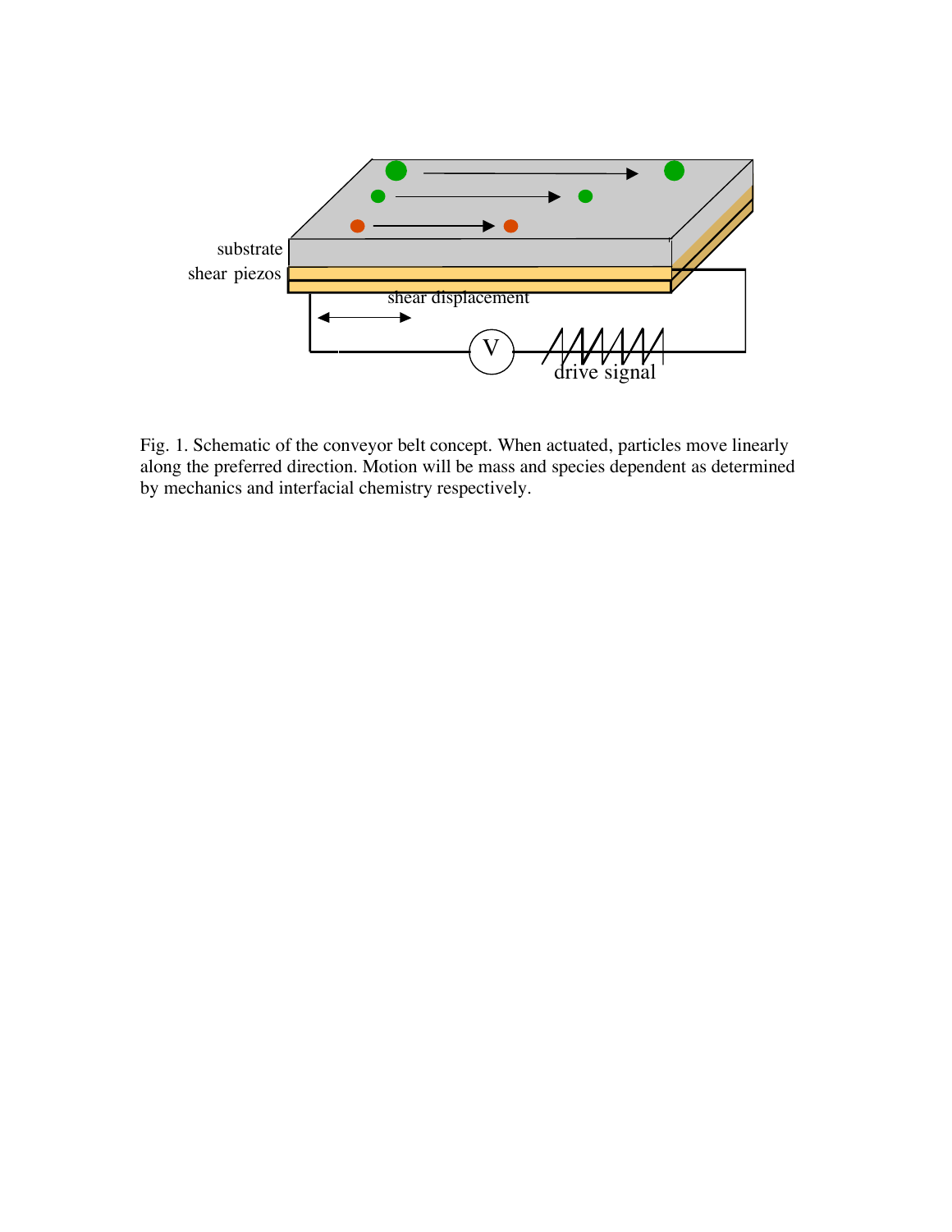Fig. 1. Schematic of the conveyor belt concept. When actuated, particles move linearly along the preferred direction. Motion will be mass and species dependent as determined by mechanics and interfacial chemistry respectively.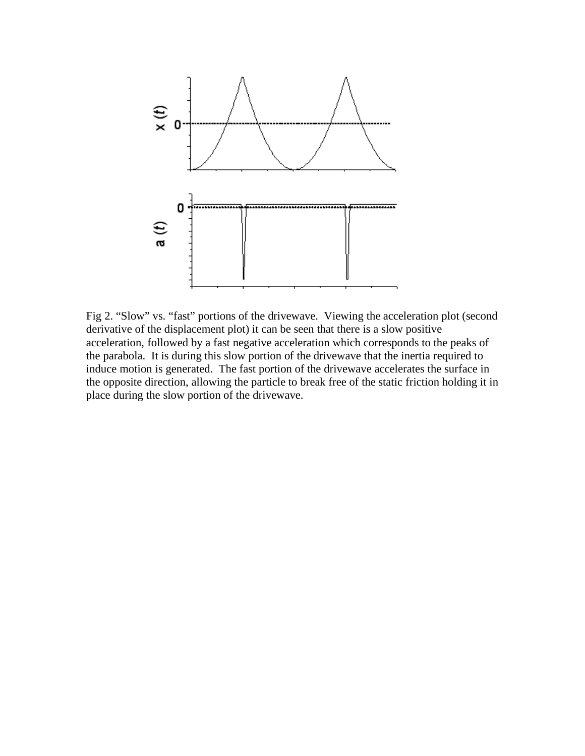Fig 2. “Slow” vs. “fast” portions of the drivewave. Viewing the acceleration plot (second derivative of the displacement plot) it can be seen that there is a slow positive acceleration, followed by a fast negative acceleration which corresponds to the peaks of the parabola. It is during this slow portion of the drivewave that the inertia required to induce motion is generated. The fast portion of the drivewave accelerates the surface in the opposite direction, allowing the particle to break free of the static friction holding it in place during the slow portion of the drivewave.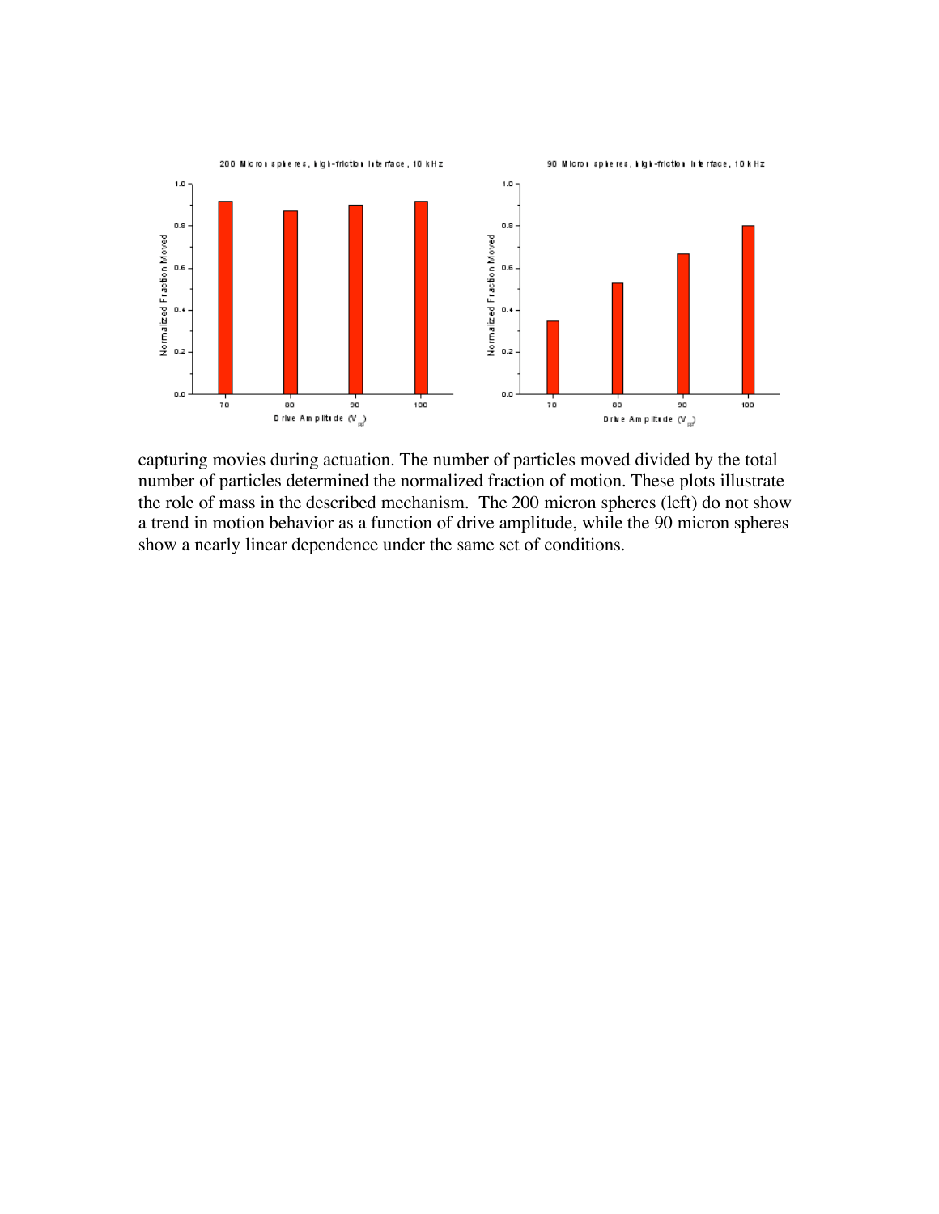capturing movies during actuation. The number of particles moved divided by the total number of particles determined the normalized fraction of motion. These plots illustrate the role of mass in the described mechanism. The 200 micron spheres (left) do not show a trend in motion behavior as a function of drive amplitude, while the 90 micron spheres show a nearly linear dependence under the same set of conditions.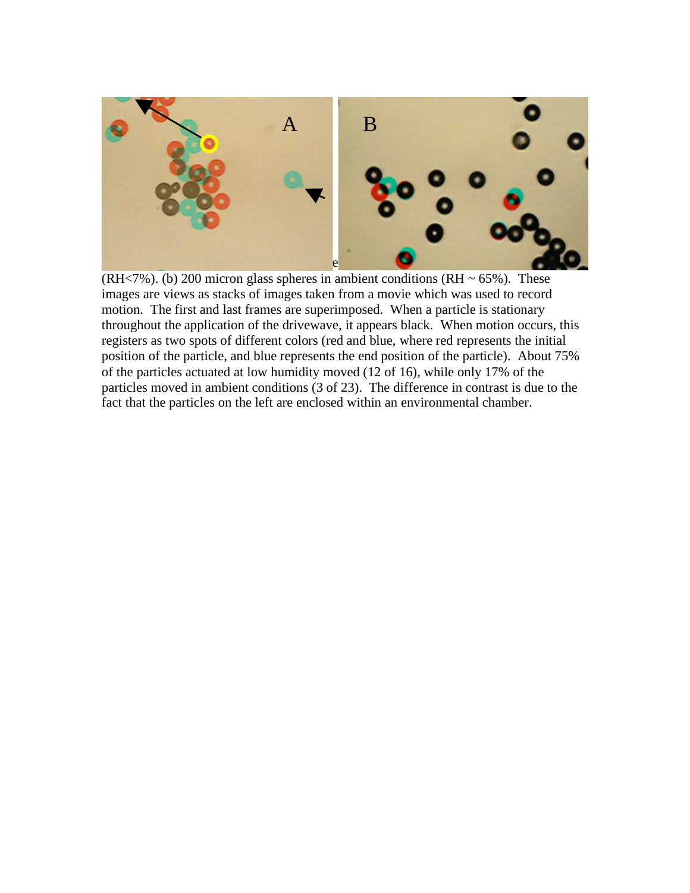(RH<7%). (b) 200 micron glass spheres in ambient conditions (RH ~ 65%). These images are views as stacks of images taken from a movie which was used to record motion. The first and last frames are superimposed. When a particle is stationary throughout the application of the drivewave, it appears black. When motion occurs, this registers as two spots of different colors (red and blue, where red represents the initial position of the particle, and blue represents the end position of the particle). About 75% of the particles actuated at low humidity moved (12 of 16), while only 17% of the particles moved in ambient conditions (3 of 23). The difference in contrast is due to the fact that the particles on the left are enclosed within an environmental chamber.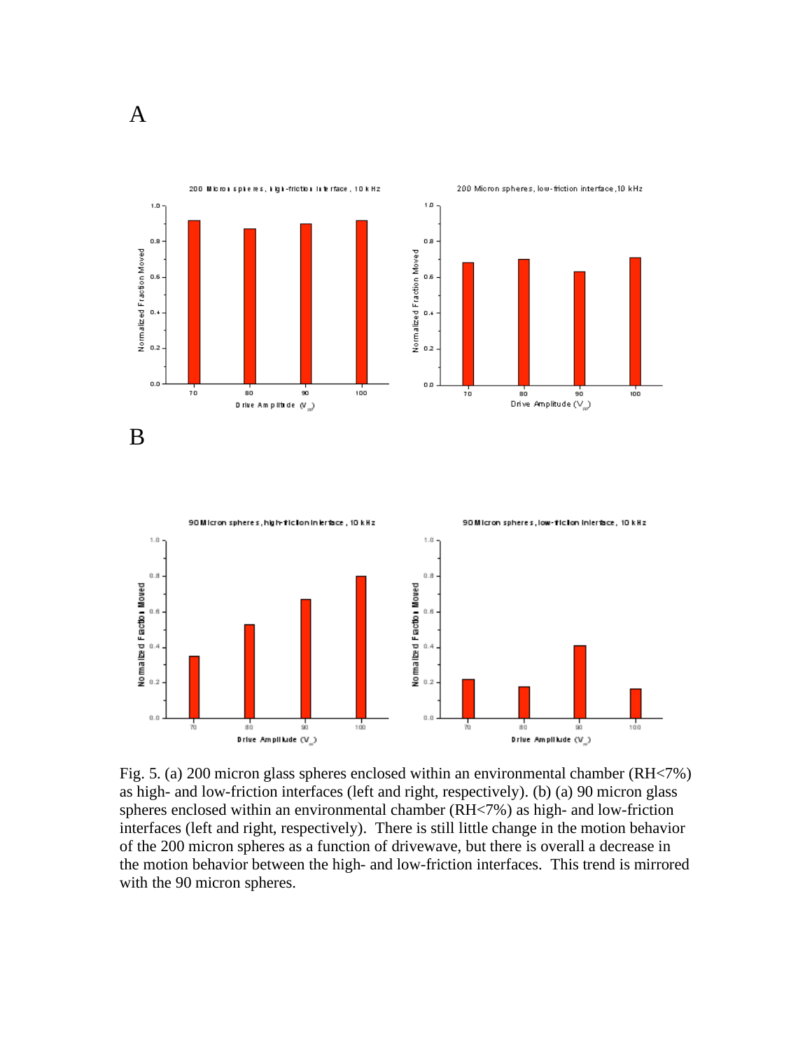A

B

Fig. 5. (a) 200 micron glass spheres enclosed within an environmental chamber (RH<7%) as high- and low-friction interfaces (left and right, respectively). (b) (a) 90 micron glass spheres enclosed within an environmental chamber (RH<7%) as high- and low-friction interfaces (left and right, respectively). There is still little change in the motion behavior of the 200 micron spheres as a function of drivewave, but there is overall a decrease in the motion behavior between the high- and low-friction interfaces. This trend is mirrored with the 90 micron spheres.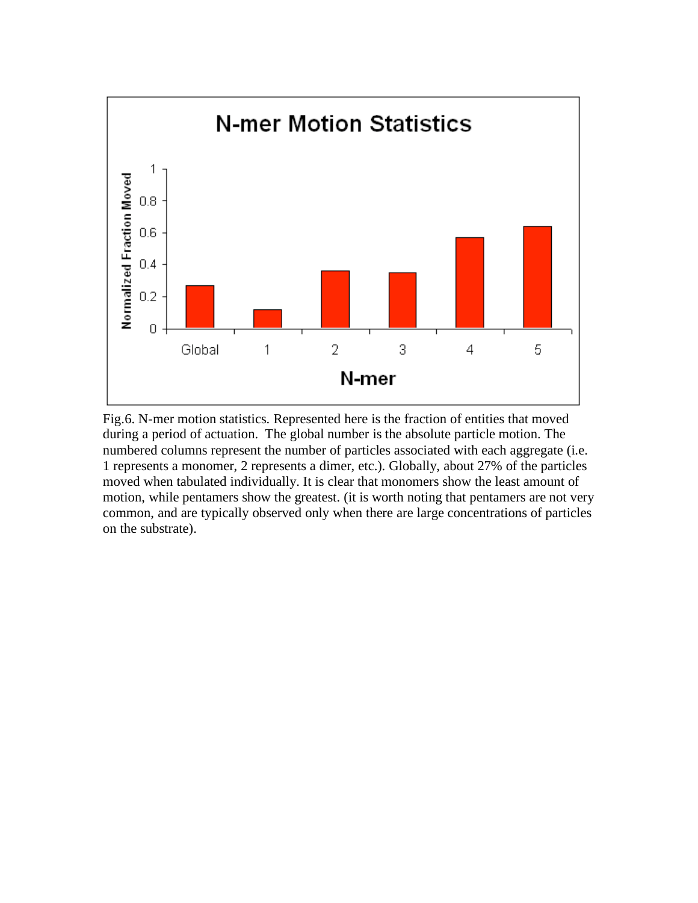N-mer Motion Statistics

Normalized Fraction Moved

1
0.8
0.6
0.4
0.2
0

Global
1
2
3
4
5

N-mer

Fig.6. N-mer motion statistics. Represented here is the fraction of entities that moved during a period of actuation. The global number is the absolute particle motion. The numbered columns represent the number of particles associated with each aggregate (i.e. 1 represents a monomer, 2 represents a dimer, etc.). Globally, about 27% of the particles moved when tabulated individually. It is clear that monomers show the least amount of motion, while pentamers show the greatest. (it is worth noting that pentamers are not very common, and are typically observed only when there are large concentrations of particles on the substrate).